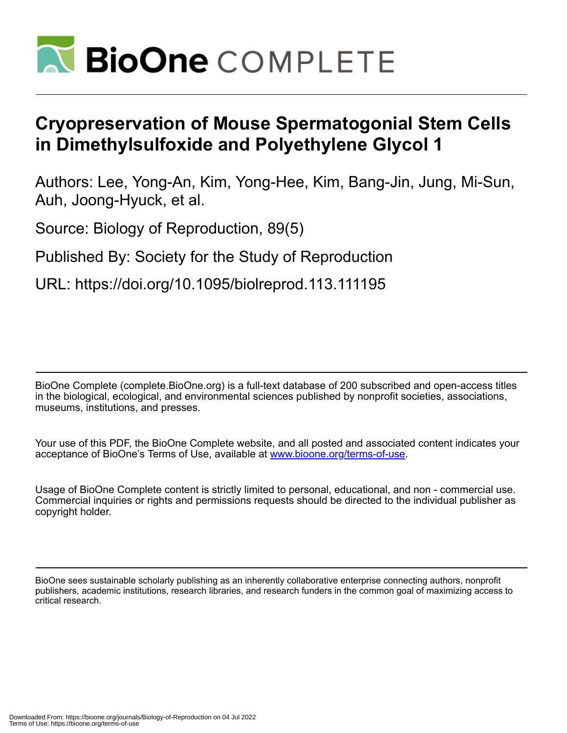# BioOne COMPLETE

## Cryopreservation of Mouse Spermatogonial Stem Cells in Dimethylsulfoxide and Polyethylene Glycol 1

Authors: Lee, Yong-An, Kim, Yong-Hee, Kim, Bang-Jin, Jung, Mi-Sun, Auh, Joong-Hyuck, et al.

Source: Biology of Reproduction, 89(5)

Published By: Society for the Study of Reproduction

URL: https://doi.org/10.1095/biolreprod.113.111195

---

BioOne Complete (complete.BioOne.org) is a full-text database of 200 subscribed and open-access titles in the biological, ecological, and environmental sciences published by nonprofit societies, associations, museums, institutions, and presses.

Your use of this PDF, the BioOne Complete website, and all posted and associated content indicates your acceptance of BioOne's Terms of Use, available at www.bioone.org/terms-of-use.

Usage of BioOne Complete content is strictly limited to personal, educational, and non - commercial use. Commercial inquiries or rights and permissions requests should be directed to the individual publisher as copyright holder.

---

BioOne sees sustainable scholarly publishing as an inherently collaborative enterprise connecting authors, nonprofit publishers, academic institutions, research libraries, and research funders in the common goal of maximizing access to critical research.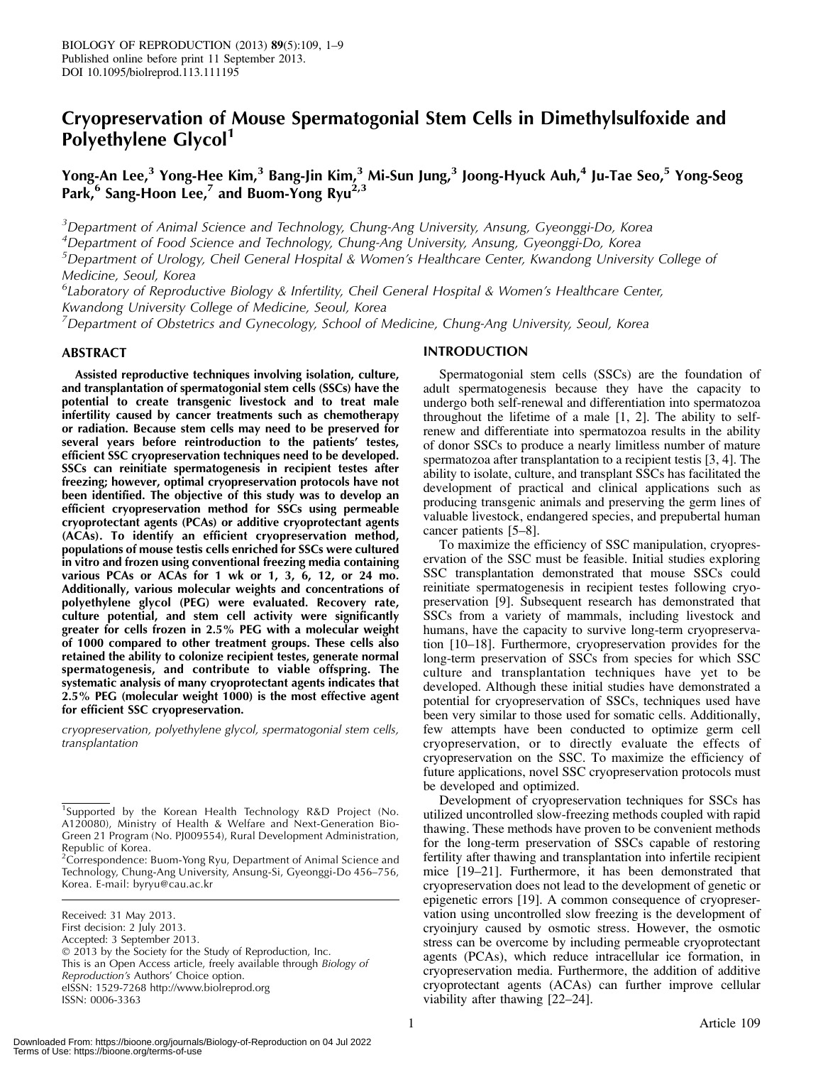BIOLOGY OF REPRODUCTION (2013) **89**(5):109, 1–9
Published online before print 11 September 2013.
DOI 10.1095/biolreprod.113.111195

# Cryopreservation of Mouse Spermatogonial Stem Cells in Dimethylsulfoxide and Polyethylene Glycol[1]

**Yong-An Lee,[3] Yong-Hee Kim,[3] Bang-Jin Kim,[3] Mi-Sun Jung,[3] Joong-Hyuck Auh,[4] Ju-Tae Seo,[5] Yong-Seog Park,[6] Sang-Hoon Lee,[7] and Buom-Yong Ryu[2,3]**

[3]*Department of Animal Science and Technology, Chung-Ang University, Ansung, Gyeonggi-Do, Korea*
[4]*Department of Food Science and Technology, Chung-Ang University, Ansung, Gyeonggi-Do, Korea*
[5]*Department of Urology, Cheil General Hospital & Women's Healthcare Center, Kwandong University College of Medicine, Seoul, Korea*
[6]*Laboratory of Reproductive Biology & Infertility, Cheil General Hospital & Women's Healthcare Center, Kwandong University College of Medicine, Seoul, Korea*
[7]*Department of Obstetrics and Gynecology, School of Medicine, Chung-Ang University, Seoul, Korea*

## ABSTRACT

**Assisted reproductive techniques involving isolation, culture, and transplantation of spermatogonial stem cells (SSCs) have the potential to create transgenic livestock and to treat male infertility caused by cancer treatments such as chemotherapy or radiation. Because stem cells may need to be preserved for several years before reintroduction to the patients' testes, efficient SSC cryopreservation techniques need to be developed. SSCs can reinitiate spermatogenesis in recipient testes after freezing; however, optimal cryopreservation protocols have not been identified. The objective of this study was to develop an efficient cryopreservation method for SSCs using permeable cryoprotectant agents (PCAs) or additive cryoprotectant agents (ACAs). To identify an efficient cryopreservation method, populations of mouse testis cells enriched for SSCs were cultured in vitro and frozen using conventional freezing media containing various PCAs or ACAs for 1 wk or 1, 3, 6, 12, or 24 mo. Additionally, various molecular weights and concentrations of polyethylene glycol (PEG) were evaluated. Recovery rate, culture potential, and stem cell activity were significantly greater for cells frozen in 2.5% PEG with a molecular weight of 1000 compared to other treatment groups. These cells also retained the ability to colonize recipient testes, generate normal spermatogenesis, and contribute to viable offspring. The systematic analysis of many cryoprotectant agents indicates that 2.5% PEG (molecular weight 1000) is the most effective agent for efficient SSC cryopreservation.**

*cryopreservation, polyethylene glycol, spermatogonial stem cells, transplantation*

[1]Supported by the Korean Health Technology R&D Project (No. A120080), Ministry of Health & Welfare and Next-Generation BioGreen 21 Program (No. PJ009554), Rural Development Administration, Republic of Korea.
[2]Correspondence: Buom-Yong Ryu, Department of Animal Science and Technology, Chung-Ang University, Ansung-Si, Gyeonggi-Do 456–756, Korea. E-mail: byryu@cau.ac.kr

Received: 31 May 2013.
First decision: 2 July 2013.
Accepted: 3 September 2013.
© 2013 by the Society for the Study of Reproduction, Inc.
This is an Open Access article, freely available through *Biology of Reproduction's* Authors' Choice option.
eISSN: 1529-7268 http://www.biolreprod.org
ISSN: 0006-3363

## INTRODUCTION

Spermatogonial stem cells (SSCs) are the foundation of adult spermatogenesis because they have the capacity to undergo both self-renewal and differentiation into spermatozoa throughout the lifetime of a male [1, 2]. The ability to self-renew and differentiate into spermatozoa results in the ability of donor SSCs to produce a nearly limitless number of mature spermatozoa after transplantation to a recipient testis [3, 4]. The ability to isolate, culture, and transplant SSCs has facilitated the development of practical and clinical applications such as producing transgenic animals and preserving the germ lines of valuable livestock, endangered species, and prepubertal human cancer patients [5–8].

To maximize the efficiency of SSC manipulation, cryopreservation of the SSC must be feasible. Initial studies exploring SSC transplantation demonstrated that mouse SSCs could reinitiate spermatogenesis in recipient testes following cryopreservation [9]. Subsequent research has demonstrated that SSCs from a variety of mammals, including livestock and humans, have the capacity to survive long-term cryopreservation [10–18]. Furthermore, cryopreservation provides for the long-term preservation of SSCs from species for which SSC culture and transplantation techniques have yet to be developed. Although these initial studies have demonstrated a potential for cryopreservation of SSCs, techniques used have been very similar to those used for somatic cells. Additionally, few attempts have been conducted to optimize germ cell cryopreservation, or to directly evaluate the effects of cryopreservation on the SSC. To maximize the efficiency of future applications, novel SSC cryopreservation protocols must be developed and optimized.

Development of cryopreservation techniques for SSCs has utilized uncontrolled slow-freezing methods coupled with rapid thawing. These methods have proven to be convenient methods for the long-term preservation of SSCs capable of restoring fertility after thawing and transplantation into infertile recipient mice [19–21]. Furthermore, it has been demonstrated that cryopreservation does not lead to the development of genetic or epigenetic errors [19]. A common consequence of cryopreservation using uncontrolled slow freezing is the development of cryoinjury caused by osmotic stress. However, the osmotic stress can be overcome by including permeable cryoprotectant agents (PCAs), which reduce intracellular ice formation, in cryopreservation media. Furthermore, the addition of additive cryoprotectant agents (ACAs) can further improve cellular viability after thawing [22–24].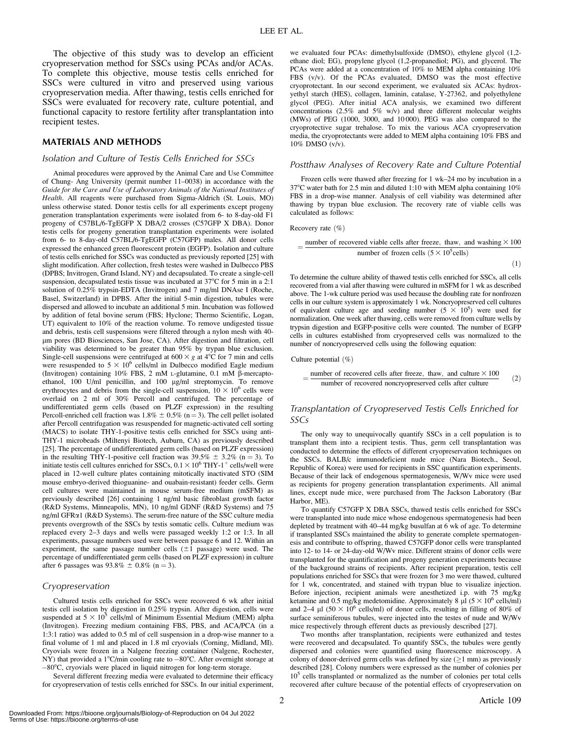The objective of this study was to develop an efficient cryopreservation method for SSCs using PCAs and/or ACAs. To complete this objective, mouse testis cells enriched for SSCs were cultured in vitro and preserved using various cryopreservation media. After thawing, testis cells enriched for SSCs were evaluated for recovery rate, culture potential, and functional capacity to restore fertility after transplantation into recipient testes.

## MATERIALS AND METHODS

### Isolation and Culture of Testis Cells Enriched for SSCs

Animal procedures were approved by the Animal Care and Use Committee of Chung- Ang University (permit number 11–0038) in accordance with the *Guide for the Care and Use of Laboratory Animals of the National Institutes of Health*. All reagents were purchased from Sigma-Aldrich (St. Louis, MO) unless otherwise stated. Donor testis cells for all experiments except progeny generation transplantation experiments were isolated from 6- to 8-day-old F1 progeny of C57BL/6-TgEGFP X DBA/2 crosses (C57GFP X DBA). Donor testis cells for progeny generation transplantation experiments were isolated from 6- to 8-day-old C57BL/6-TgEGFP (C57GFP) males. All donor cells expressed the enhanced green fluorescent protein (EGFP). Isolation and culture of testis cells enriched for SSCs was conducted as previously reported [25] with slight modification. After collection, fresh testes were washed in Dulbecco PBS (DPBS; Invitrogen, Grand Island, NY) and decapsulated. To create a single-cell suspension, decapsulated testis tissue was incubated at 37°C for 5 min in a 2:1 solution of 0.25% trypsin-EDTA (Invitrogen) and 7 mg/ml DNAse I (Roche, Basel, Switzerland) in DPBS. After the initial 5-min digestion, tubules were dispersed and allowed to incubate an additional 5 min. Incubation was followed by addition of fetal bovine serum (FBS; Hyclone; Thermo Scientific, Logan, UT) equivalent to 10% of the reaction volume. To remove undigested tissue and debris, testis cell suspensions were filtered through a nylon mesh with 40-μm pores (BD Biosciences, San Jose, CA). After digestion and filtration, cell viability was determined to be greater than 95% by trypan blue exclusion. Single-cell suspensions were centrifuged at $600 \times g$ at 4°C for 7 min and cells were resuspended to $5 \times 10^6$ cells/ml in Dulbecco modified Eagle medium (Invitrogen) containing 10% FBS, 2 mM L-glutamine, 0.1 mM β-mercaptoethanol, 100 U/ml penicillin, and 100 μg/ml streptomycin. To remove erythrocytes and debris from the single-cell suspension, $10 \times 10^6$ cells were overlaid on 2 ml of 30% Percoll and centrifuged. The percentage of undifferentiated germ cells (based on PLZF expression) in the resulting Percoll-enriched cell fraction was 1.8% ± 0.5% (n = 3). The cell pellet isolated after Percoll centrifugation was resuspended for magnetic-activated cell sorting (MACS) to isolate THY-1-positive testis cells enriched for SSCs using anti-THY-1 microbeads (Miltenyi Biotech, Auburn, CA) as previously described [25]. The percentage of undifferentiated germ cells (based on PLZF expression) in the resulting THY-1-positive cell fraction was 39.5% ± 3.2% (n = 3). To initiate testis cell cultures enriched for SSCs, $0.1 \times 10^6$ THY-1$^+$ cells/well were placed in 12-well culture plates containing mitotically inactivated STO (SIM mouse embryo-derived thioguanine- and ouabain-resistant) feeder cells. Germ cell cultures were maintained in mouse serum-free medium (mSFM) as previously described [26] containing 1 ng/ml basic fibroblast growth factor (R&D Systems, Minneapolis, MN), 10 ng/ml GDNF (R&D Systems) and 75 ng/ml GFRα1 (R&D Systems). The serum-free nature of the SSC culture media prevents overgrowth of the SSCs by testis somatic cells. Culture medium was replaced every 2–3 days and wells were passaged weekly 1:2 or 1:3. In all experiments, passage numbers used were between passage 6 and 12. Within an experiment, the same passage number cells (±1 passage) were used. The percentage of undifferentiated germ cells (based on PLZF expression) in culture after 6 passages was 93.8% ± 0.8% (n = 3).

### Cryopreservation

Cultured testis cells enriched for SSCs were recovered 6 wk after initial testis cell isolation by digestion in 0.25% trypsin. After digestion, cells were suspended at $5 \times 10^5$ cells/ml of Minimum Essential Medium (MEM) alpha (Invitrogen). Freezing medium containing FBS, PBS, and ACA/PCA (in a 1:3:1 ratio) was added to 0.5 ml of cell suspension in a drop-wise manner to a final volume of 1 ml and placed in 1.8 ml cryovials (Corning, Midland, MI). Cryovials were frozen in a Nalgene freezing container (Nalgene, Rochester, NY) that provided a 1°C/min cooling rate to −80°C. After overnight storage at −80°C, cryovials were placed in liquid nitrogen for long-term storage.

Several different freezing media were evaluated to determine their efficacy for cryopreservation of testis cells enriched for SSCs. In our initial experiment, we evaluated four PCAs: dimethylsulfoxide (DMSO), ethylene glycol (1,2-ethane diol; EG), propylene glycol (1,2-propanediol; PG), and glycerol. The PCAs were added at a concentration of 10% to MEM alpha containing 10% FBS (v/v). Of the PCAs evaluated, DMSO was the most effective cryoprotectant. In our second experiment, we evaluated six ACAs: hydroxyethyl starch (HES), collagen, laminin, catalase, Y-27362, and polyethylene glycol (PEG). After initial ACA analysis, we examined two different concentrations (2.5% and 5% w/v) and three different molecular weights (MWs) of PEG (1000, 3000, and 10 000). PEG was also compared to the cryoprotective sugar trehalose. To mix the various ACA cryopreservation media, the cryoprotectants were added to MEM alpha containing 10% FBS and 10% DMSO (v/v).

### Postthaw Analyses of Recovery Rate and Culture Potential

Frozen cells were thawed after freezing for 1 wk–24 mo by incubation in a 37°C water bath for 2.5 min and diluted 1:10 with MEM alpha containing 10% FBS in a drop-wise manner. Analysis of cell viability was determined after thawing by trypan blue exclusion. The recovery rate of viable cells was calculated as follows:

$$\text{Recovery rate (\%)} = \frac{\text{number of recovered viable cells after freeze, thaw, and washing} \times 100}{\text{number of frozen cells } (5 \times 10^5 \text{cells})} \quad (1)$$

To determine the culture ability of thawed testis cells enriched for SSCs, all cells recovered from a vial after thawing were cultured in mSFM for 1 wk as described above. The 1-wk culture period was used because the doubling rate for nonfrozen cells in our culture system is approximately 1 wk. Noncryopreserved cell cultures of equivalent culture age and seeding number ($5 \times 10^5$) were used for normalization. One week after thawing, cells were removed from culture wells by trypsin digestion and EGFP-positive cells were counted. The number of EGFP cells in cultures established from cryopreserved cells was normalized to the number of noncryopreserved cells using the following equation:

$$\text{Culture potential (\%)} = \frac{\text{number of recovered cells after freeze, thaw, and culture} \times 100}{\text{number of recovered noncryopreserved cells after culture}} \quad (2)$$

### Transplantation of Cryopreserved Testis Cells Enriched for SSCs

The only way to unequivocally quantify SSCs in a cell population is to transplant them into a recipient testis. Thus, germ cell transplantation was conducted to determine the effects of different cryopreservation techniques on the SSCs. BALB/c immunodeficient nude mice (Nara Biotech., Seoul, Republic of Korea) were used for recipients in SSC quantification experiments. Because of their lack of endogenous spermatogenesis, W/Wv mice were used as recipients for progeny generation transplantation experiments. All animal lines, except nude mice, were purchased from The Jackson Laboratory (Bar Harbor, ME).

To quantify C57GFP X DBA SSCs, thawed testis cells enriched for SSCs were transplanted into nude mice whose endogenous spermatogenesis had been depleted by treatment with 40–44 mg/kg busulfan at 6 wk of age. To determine if transplanted SSCs maintained the ability to generate complete spermatogenesis and contribute to offspring, thawed C57GFP donor cells were transplanted into 12- to 14- or 24-day-old W/Wv mice. Different strains of donor cells were transplanted for the quantification and progeny generation experiments because of the background strains of recipients. After recipient preparation, testis cell populations enriched for SSCs that were frozen for 3 mo were thawed, cultured for 1 wk, concentrated, and stained with trypan blue to visualize injection. Before injection, recipient animals were anesthetized i.p. with 75 mg/kg ketamine and 0.5 mg/kg medetomidine. Approximately 8 μl ($5 \times 10^6$ cells/ml) and 2–4 μl ($50 \times 10^6$ cells/ml) of donor cells, resulting in filling of 80% of surface seminiferous tubules, were injected into the testes of nude and W/Wv mice respectively through efferent ducts as previously described [27].

Two months after transplantation, recipients were euthanized and testes were recovered and decapsulated. To quantify SSCs, the tubules were gently dispersed and colonies were quantified using fluorescence microscopy. A colony of donor-derived germ cells was defined by size (≥1 mm) as previously described [28]. Colony numbers were expressed as the number of colonies per $10^5$ cells transplanted or normalized as the number of colonies per total cells recovered after culture because of the potential effects of cryopreservation on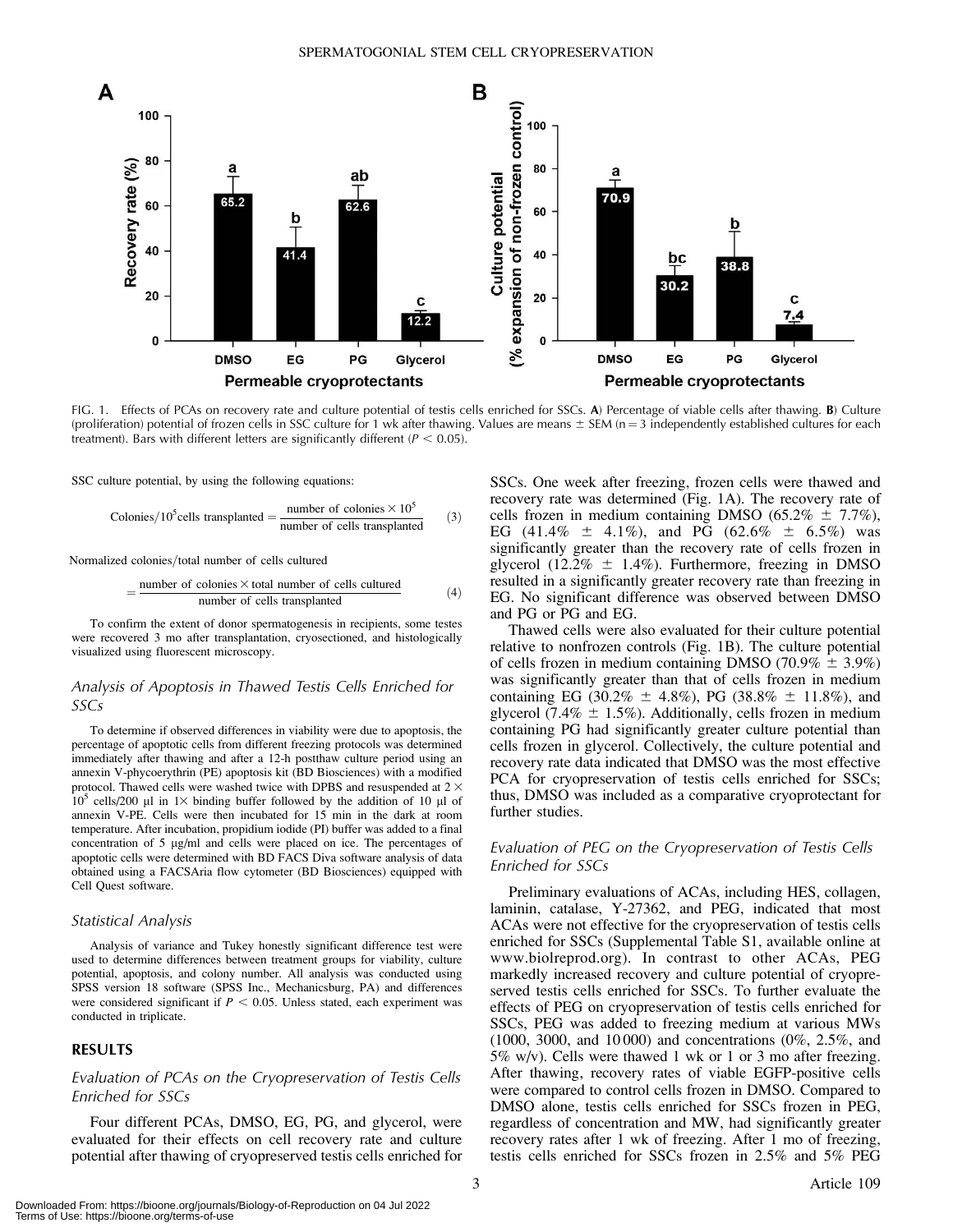FIG. 1. Effects of PCAs on recovery rate and culture potential of testis cells enriched for SSCs. **A**) Percentage of viable cells after thawing. **B**) Culture (proliferation) potential of frozen cells in SSC culture for 1 wk after thawing. Values are means ± SEM (n = 3 independently established cultures for each treatment). Bars with different letters are significantly different ($P < 0.05$).

SSC culture potential, by using the following equations:

$$\text{Colonies}/10^5\text{cells transplanted} = \frac{\text{number of colonies} \times 10^5}{\text{number of cells transplanted}} \quad (3)$$

Normalized colonies/total number of cells cultured

$$= \frac{\text{number of colonies} \times \text{total number of cells cultured}}{\text{number of cells transplanted}} \quad (4)$$

To confirm the extent of donor spermatogenesis in recipients, some testes were recovered 3 mo after transplantation, cryosectioned, and histologically visualized using fluorescent microscopy.

### *Analysis of Apoptosis in Thawed Testis Cells Enriched for SSCs*

To determine if observed differences in viability were due to apoptosis, the percentage of apoptotic cells from different freezing protocols was determined immediately after thawing and after a 12-h postthaw culture period using an annexin V-phycoerythrin (PE) apoptosis kit (BD Biosciences) with a modified protocol. Thawed cells were washed twice with DPBS and resuspended at $2 \times 10^5$ cells/200 μl in 1× binding buffer followed by the addition of 10 μl of annexin V-PE. Cells were then incubated for 15 min in the dark at room temperature. After incubation, propidium iodide (PI) buffer was added to a final concentration of 5 μg/ml and cells were placed on ice. The percentages of apoptotic cells were determined with BD FACS Diva software analysis of data obtained using a FACSAria flow cytometer (BD Biosciences) equipped with Cell Quest software.

### *Statistical Analysis*

Analysis of variance and Tukey honestly significant difference test were used to determine differences between treatment groups for viability, culture potential, apoptosis, and colony number. All analysis was conducted using SPSS version 18 software (SPSS Inc., Mechanicsburg, PA) and differences were considered significant if $P < 0.05$. Unless stated, each experiment was conducted in triplicate.

## RESULTS

### *Evaluation of PCAs on the Cryopreservation of Testis Cells Enriched for SSCs*

Four different PCAs, DMSO, EG, PG, and glycerol, were evaluated for their effects on cell recovery rate and culture potential after thawing of cryopreserved testis cells enriched for SSCs. One week after freezing, frozen cells were thawed and recovery rate was determined (Fig. 1A). The recovery rate of cells frozen in medium containing DMSO (65.2% ± 7.7%), EG (41.4% ± 4.1%), and PG (62.6% ± 6.5%) was significantly greater than the recovery rate of cells frozen in glycerol (12.2% ± 1.4%). Furthermore, freezing in DMSO resulted in a significantly greater recovery rate than freezing in EG. No significant difference was observed between DMSO and PG or PG and EG.

Thawed cells were also evaluated for their culture potential relative to nonfrozen controls (Fig. 1B). The culture potential of cells frozen in medium containing DMSO (70.9% ± 3.9%) was significantly greater than that of cells frozen in medium containing EG (30.2% ± 4.8%), PG (38.8% ± 11.8%), and glycerol (7.4% ± 1.5%). Additionally, cells frozen in medium containing PG had significantly greater culture potential than cells frozen in glycerol. Collectively, the culture potential and recovery rate data indicated that DMSO was the most effective PCA for cryopreservation of testis cells enriched for SSCs; thus, DMSO was included as a comparative cryoprotectant for further studies.

### *Evaluation of PEG on the Cryopreservation of Testis Cells Enriched for SSCs*

Preliminary evaluations of ACAs, including HES, collagen, laminin, catalase, Y-27362, and PEG, indicated that most ACAs were not effective for the cryopreservation of testis cells enriched for SSCs (Supplemental Table S1, available online at www.biolreprod.org). In contrast to other ACAs, PEG markedly increased recovery and culture potential of cryopreserved testis cells enriched for SSCs. To further evaluate the effects of PEG on cryopreservation of testis cells enriched for SSCs, PEG was added to freezing medium at various MWs (1000, 3000, and 10 000) and concentrations (0%, 2.5%, and 5% w/v). Cells were thawed 1 wk or 1 or 3 mo after freezing. After thawing, recovery rates of viable EGFP-positive cells were compared to control cells frozen in DMSO. Compared to DMSO alone, testis cells enriched for SSCs frozen in PEG, regardless of concentration and MW, had significantly greater recovery rates after 1 wk of freezing. After 1 mo of freezing, testis cells enriched for SSCs frozen in 2.5% and 5% PEG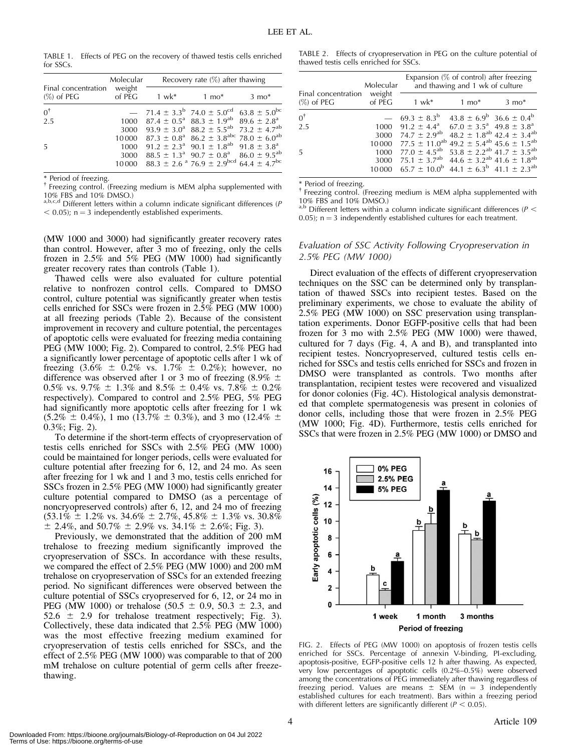TABLE 1. Effects of PEG on the recovery of thawed testis cells enriched for SSCs.

| Final concentration (%) of PEG | Molecular weight of PEG | Recovery rate (%) after thawing | | |
|---|---|---|---|---|
| | | 1 wk* | 1 mo* | 3 mo* |
| 0[†] | — | 71.4 ± 3.3[b] | 74.0 ± 5.0[cd] | 63.8 ± 5.0[bc] |
| 2.5 | 1000 | 87.4 ± 0.5[a] | 88.3 ± 1.9[ab] | 89.6 ± 2.8[a] |
| | 3000 | 93.9 ± 3.0[a] | 88.2 ± 5.5[ab] | 73.2 ± 4.7[ab] |
| | 10 000 | 87.3 ± 0.8[a] | 86.2 ± 3.8[abc] | 78.0 ± 6.0[ab] |
| 5 | 1000 | 91.2 ± 2.3[a] | 90.1 ± 1.8[ab] | 91.8 ± 3.8[a] |
| | 3000 | 88.5 ± 1.3[a] | 90.7 ± 0.8[a] | 86.0 ± 9.5[ab] |
| | 10 000 | 88.3 ± 2.6[a] | 76.9 ± 2.9[bcd] | 64.4 ± 4.7[bc] |

\* Period of freezing.
[†] Freezing control. (Freezing medium is MEM alpha supplemented with 10% FBS and 10% DMSO.)
[a,b,c,d] Different letters within a column indicate significant differences ($P < 0.05$); n = 3 independently established experiments.

TABLE 2. Effects of cryopreservation in PEG on the culture potential of thawed testis cells enriched for SSCs.

| Final concentration (%) of PEG | Molecular weight of PEG | Expansion (% of control) after freezing and thawing and 1 wk of culture | | |
|---|---|---|---|---|
| | | 1 wk* | 1 mo* | 3 mo* |
| 0[†] | — | 69.3 ± 8.3[b] | 43.8 ± 6.9[b] | 36.6 ± 0.4[b] |
| 2.5 | 1000 | 91.2 ± 4.4[a] | 67.0 ± 3.5[a] | 49.8 ± 3.8[a] |
| | 3000 | 74.7 ± 2.9[ab] | 48.2 ± 1.8[ab] | 42.4 ± 3.4[ab] |
| | 10 000 | 77.5 ± 11.0[ab] | 49.2 ± 5.4[ab] | 45.6 ± 1.5[ab] |
| 5 | 1000 | 77.0 ± 4.5[ab] | 53.8 ± 2.2[ab] | 41.7 ± 3.5[ab] |
| | 3000 | 75.1 ± 3.7[ab] | 44.6 ± 3.2[ab] | 41.6 ± 1.8[ab] |
| | 10 000 | 65.7 ± 10.0[b] | 44.1 ± 6.3[b] | 41.1 ± 2.3[ab] |

\* Period of freezing.
[†] Freezing control. (Freezing medium is MEM alpha supplemented with 10% FBS and 10% DMSO.)
[a,b] Different letters within a column indicate significant differences ($P < 0.05$); n = 3 independently established cultures for each treatment.

(MW 1000 and 3000) had significantly greater recovery rates than control. However, after 3 mo of freezing, only the cells frozen in 2.5% and 5% PEG (MW 1000) had significantly greater recovery rates than controls (Table 1).

Thawed cells were also evaluated for culture potential relative to nonfrozen control cells. Compared to DMSO control, culture potential was significantly greater when testis cells enriched for SSCs were frozen in 2.5% PEG (MW 1000) at all freezing periods (Table 2). Because of the consistent improvement in recovery and culture potential, the percentages of apoptotic cells were evaluated for freezing media containing PEG (MW 1000; Fig. 2). Compared to control, 2.5% PEG had a significantly lower percentage of apoptotic cells after 1 wk of freezing (3.6% ± 0.2% vs. 1.7% ± 0.2%); however, no difference was observed after 1 or 3 mo of freezing (8.9% ± 0.5% vs. 9.7% ± 1.3% and 8.5% ± 0.4% vs. 7.8% ± 0.2% respectively). Compared to control and 2.5% PEG, 5% PEG had significantly more apoptotic cells after freezing for 1 wk (5.2% ± 0.4%), 1 mo (13.7% ± 0.3%), and 3 mo (12.4% ± 0.3%; Fig. 2).

To determine if the short-term effects of cryopreservation of testis cells enriched for SSCs with 2.5% PEG (MW 1000) could be maintained for longer periods, cells were evaluated for culture potential after freezing for 6, 12, and 24 mo. As seen after freezing for 1 wk and 1 and 3 mo, testis cells enriched for SSCs frozen in 2.5% PEG (MW 1000) had significantly greater culture potential compared to DMSO (as a percentage of noncryopreserved controls) after 6, 12, and 24 mo of freezing (53.1% ± 1.2% vs. 34.6% ± 2.7%, 45.8% ± 1.3% vs. 30.8% ± 2.4%, and 50.7% ± 2.9% vs. 34.1% ± 2.6%; Fig. 3).

Previously, we demonstrated that the addition of 200 mM trehalose to freezing medium significantly improved the cryopreservation of SSCs. In accordance with these results, we compared the effect of 2.5% PEG (MW 1000) and 200 mM trehalose on cryopreservation of SSCs for an extended freezing period. No significant differences were observed between the culture potential of SSCs cryopreserved for 6, 12, or 24 mo in PEG (MW 1000) or trehalose (50.5 ± 0.9, 50.3 ± 2.3, and 52.6 ± 2.9 for trehalose treatment respectively; Fig. 3). Collectively, these data indicated that 2.5% PEG (MW 1000) was the most effective freezing medium examined for cryopreservation of testis cells enriched for SSCs, and the effect of 2.5% PEG (MW 1000) was comparable to that of 200 mM trehalose on culture potential of germ cells after freeze-thawing.

### *Evaluation of SSC Activity Following Cryopreservation in 2.5% PEG (MW 1000)*

Direct evaluation of the effects of different cryopreservation techniques on the SSC can be determined only by transplantation of thawed SSCs into recipient testes. Based on the preliminary experiments, we chose to evaluate the ability of 2.5% PEG (MW 1000) on SSC preservation using transplantation experiments. Donor EGFP-positive cells that had been frozen for 3 mo with 2.5% PEG (MW 1000) were thawed, cultured for 7 days (Fig. 4, A and B), and transplanted into recipient testes. Noncryopreserved, cultured testis cells enriched for SSCs and testis cells enriched for SSCs and frozen in DMSO were transplanted as controls. Two months after transplantation, recipient testes were recovered and visualized for donor colonies (Fig. 4C). Histological analysis demonstrated that complete spermatogenesis was present in colonies of donor cells, including those that were frozen in 2.5% PEG (MW 1000; Fig. 4D). Furthermore, testis cells enriched for SSCs that were frozen in 2.5% PEG (MW 1000) or DMSO and

FIG. 2. Effects of PEG (MW 1000) on apoptosis of frozen testis cells enriched for SSCs. Percentage of annexin V-binding, PI-excluding, apoptosis-positive, EGFP-positive cells 12 h after thawing. As expected, very low percentages of apoptotic cells (0.2%–0.5%) were observed among the concentrations of PEG immediately after thawing regardless of freezing period. Values are means ± SEM (n = 3 independently established cultures for each treatment). Bars within a freezing period with different letters are significantly different ($P < 0.05$).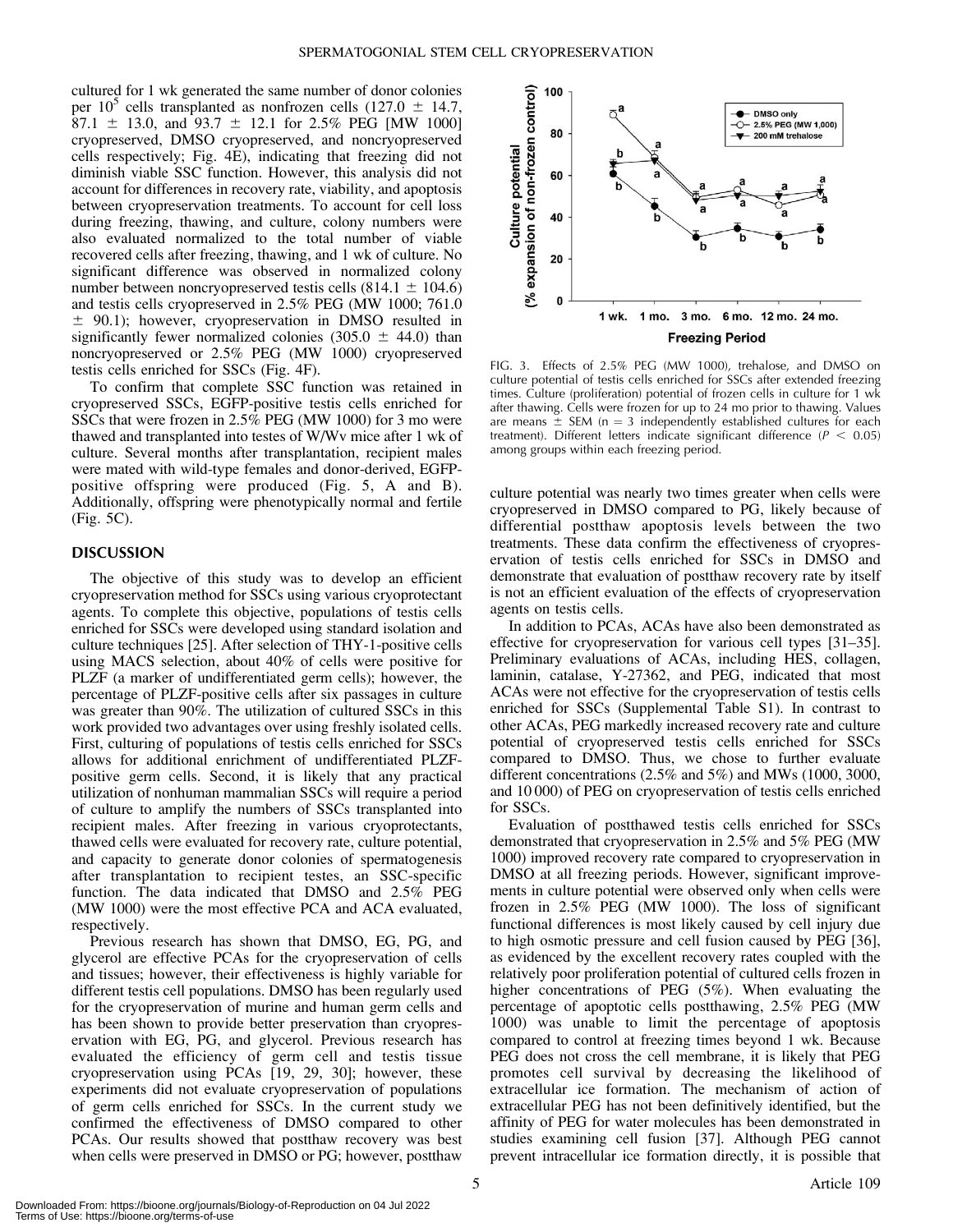cultured for 1 wk generated the same number of donor colonies per $10^5$ cells transplanted as nonfrozen cells (127.0 ± 14.7, 87.1 ± 13.0, and 93.7 ± 12.1 for 2.5% PEG [MW 1000] cryopreserved, DMSO cryopreserved, and noncryopreserved cells respectively; Fig. 4E), indicating that freezing did not diminish viable SSC function. However, this analysis did not account for differences in recovery rate, viability, and apoptosis between cryopreservation treatments. To account for cell loss during freezing, thawing, and culture, colony numbers were also evaluated normalized to the total number of viable recovered cells after freezing, thawing, and 1 wk of culture. No significant difference was observed in normalized colony number between noncryopreserved testis cells (814.1 ± 104.6) and testis cells cryopreserved in 2.5% PEG (MW 1000; 761.0 ± 90.1); however, cryopreservation in DMSO resulted in significantly fewer normalized colonies (305.0 ± 44.0) than noncryopreserved or 2.5% PEG (MW 1000) cryopreserved testis cells enriched for SSCs (Fig. 4F).

To confirm that complete SSC function was retained in cryopreserved SSCs, EGFP-positive testis cells enriched for SSCs that were frozen in 2.5% PEG (MW 1000) for 3 mo were thawed and transplanted into testes of W/Wv mice after 1 wk of culture. Several months after transplantation, recipient males were mated with wild-type females and donor-derived, EGFP-positive offspring were produced (Fig. 5, A and B). Additionally, offspring were phenotypically normal and fertile (Fig. 5C).

## DISCUSSION

The objective of this study was to develop an efficient cryopreservation method for SSCs using various cryoprotectant agents. To complete this objective, populations of testis cells enriched for SSCs were developed using standard isolation and culture techniques [25]. After selection of THY-1-positive cells using MACS selection, about 40% of cells were positive for PLZF (a marker of undifferentiated germ cells); however, the percentage of PLZF-positive cells after six passages in culture was greater than 90%. The utilization of cultured SSCs in this work provided two advantages over using freshly isolated cells. First, culturing of populations of testis cells enriched for SSCs allows for additional enrichment of undifferentiated PLZF-positive germ cells. Second, it is likely that any practical utilization of nonhuman mammalian SSCs will require a period of culture to amplify the numbers of SSCs transplanted into recipient males. After freezing in various cryoprotectants, thawed cells were evaluated for recovery rate, culture potential, and capacity to generate donor colonies of spermatogenesis after transplantation to recipient testes, an SSC-specific function. The data indicated that DMSO and 2.5% PEG (MW 1000) were the most effective PCA and ACA evaluated, respectively.

Previous research has shown that DMSO, EG, PG, and glycerol are effective PCAs for the cryopreservation of cells and tissues; however, their effectiveness is highly variable for different testis cell populations. DMSO has been regularly used for the cryopreservation of murine and human germ cells and has been shown to provide better preservation than cryopreservation with EG, PG, and glycerol. Previous research has evaluated the efficiency of germ cell and testis tissue cryopreservation using PCAs [19, 29, 30]; however, these experiments did not evaluate cryopreservation of populations of germ cells enriched for SSCs. In the current study we confirmed the effectiveness of DMSO compared to other PCAs. Our results showed that postthaw recovery was best when cells were preserved in DMSO or PG; however, postthaw

FIG. 3. Effects of 2.5% PEG (MW 1000), trehalose, and DMSO on culture potential of testis cells enriched for SSCs after extended freezing times. Culture (proliferation) potential of frozen cells in culture for 1 wk after thawing. Cells were frozen for up to 24 mo prior to thawing. Values are means ± SEM (n = 3 independently established cultures for each treatment). Different letters indicate significant difference ($P < 0.05$) among groups within each freezing period.

culture potential was nearly two times greater when cells were cryopreserved in DMSO compared to PG, likely because of differential postthaw apoptosis levels between the two treatments. These data confirm the effectiveness of cryopreservation of testis cells enriched for SSCs in DMSO and demonstrate that evaluation of postthaw recovery rate by itself is not an efficient evaluation of the effects of cryopreservation agents on testis cells.

In addition to PCAs, ACAs have also been demonstrated as effective for cryopreservation for various cell types [31–35]. Preliminary evaluations of ACAs, including HES, collagen, laminin, catalase, Y-27362, and PEG, indicated that most ACAs were not effective for the cryopreservation of testis cells enriched for SSCs (Supplemental Table S1). In contrast to other ACAs, PEG markedly increased recovery rate and culture potential of cryopreserved testis cells enriched for SSCs compared to DMSO. Thus, we chose to further evaluate different concentrations (2.5% and 5%) and MWs (1000, 3000, and 10 000) of PEG on cryopreservation of testis cells enriched for SSCs.

Evaluation of postthawed testis cells enriched for SSCs demonstrated that cryopreservation in 2.5% and 5% PEG (MW 1000) improved recovery rate compared to cryopreservation in DMSO at all freezing periods. However, significant improvements in culture potential were observed only when cells were frozen in 2.5% PEG (MW 1000). The loss of significant functional differences is most likely caused by cell injury due to high osmotic pressure and cell fusion caused by PEG [36], as evidenced by the excellent recovery rates coupled with the relatively poor proliferation potential of cultured cells frozen in higher concentrations of PEG (5%). When evaluating the percentage of apoptotic cells postthawing, 2.5% PEG (MW 1000) was unable to limit the percentage of apoptosis compared to control at freezing times beyond 1 wk. Because PEG does not cross the cell membrane, it is likely that PEG promotes cell survival by decreasing the likelihood of extracellular ice formation. The mechanism of action of extracellular PEG has not been definitively identified, but the affinity of PEG for water molecules has been demonstrated in studies examining cell fusion [37]. Although PEG cannot prevent intracellular ice formation directly, it is possible that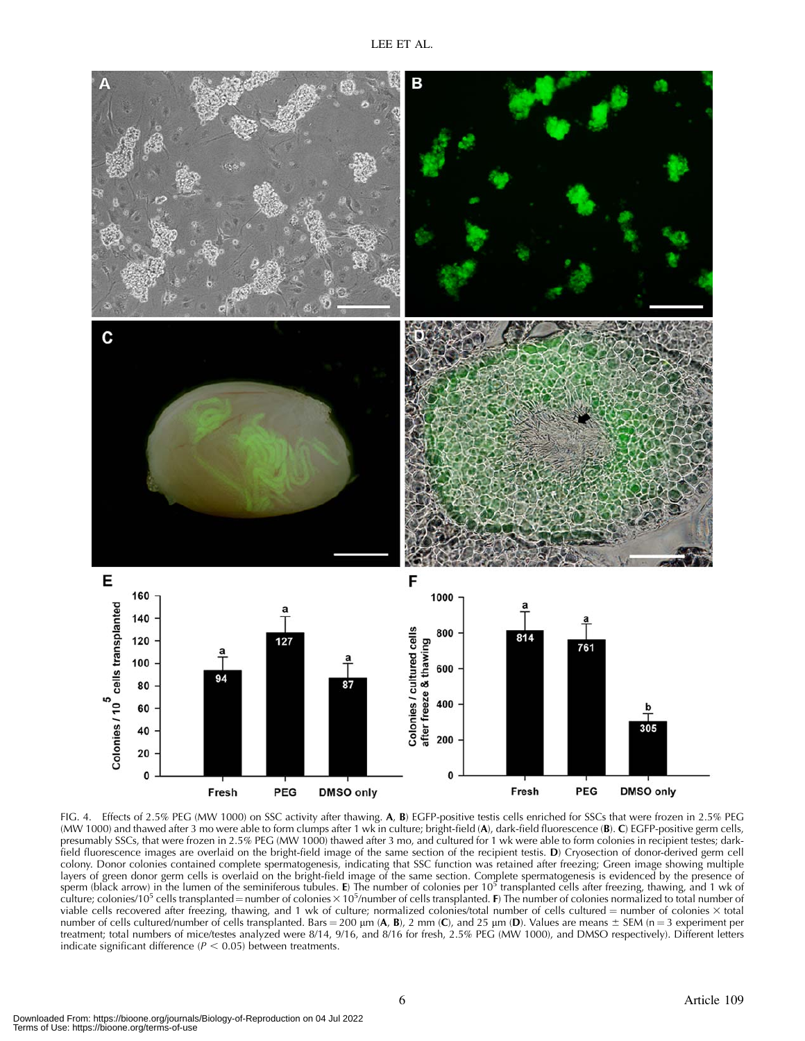FIG. 4. Effects of 2.5% PEG (MW 1000) on SSC activity after thawing. **A**, **B**) EGFP-positive testis cells enriched for SSCs that were frozen in 2.5% PEG (MW 1000) and thawed after 3 mo were able to form clumps after 1 wk in culture; bright-field (**A**), dark-field fluorescence (**B**). **C**) EGFP-positive germ cells, presumably SSCs, that were frozen in 2.5% PEG (MW 1000) thawed after 3 mo, and cultured for 1 wk were able to form colonies in recipient testes; dark-field fluorescence images are overlaid on the bright-field image of the same section of the recipient testis. **D**) Cryosection of donor-derived germ cell colony. Donor colonies contained complete spermatogenesis, indicating that SSC function was retained after freezing; Green image showing multiple layers of green donor germ cells is overlaid on the bright-field image of the same section. Complete spermatogenesis is evidenced by the presence of sperm (black arrow) in the lumen of the seminiferous tubules. **E**) The number of colonies per $10^5$ transplanted cells after freezing, thawing, and 1 wk of culture; colonies/$10^5$ cells transplanted = number of colonies $\times$ $10^5$/number of cells transplanted. **F**) The number of colonies normalized to total number of viable cells recovered after freezing, thawing, and 1 wk of culture; normalized colonies/total number of cells cultured = number of colonies $\times$ total number of cells cultured/number of cells transplanted. Bars = 200 μm (**A**, **B**), 2 mm (**C**), and 25 μm (**D**). Values are means ± SEM (n = 3 experiment per treatment; total numbers of mice/testes analyzed were 8/14, 9/16, and 8/16 for fresh, 2.5% PEG (MW 1000), and DMSO respectively). Different letters indicate significant difference ($P < 0.05$) between treatments.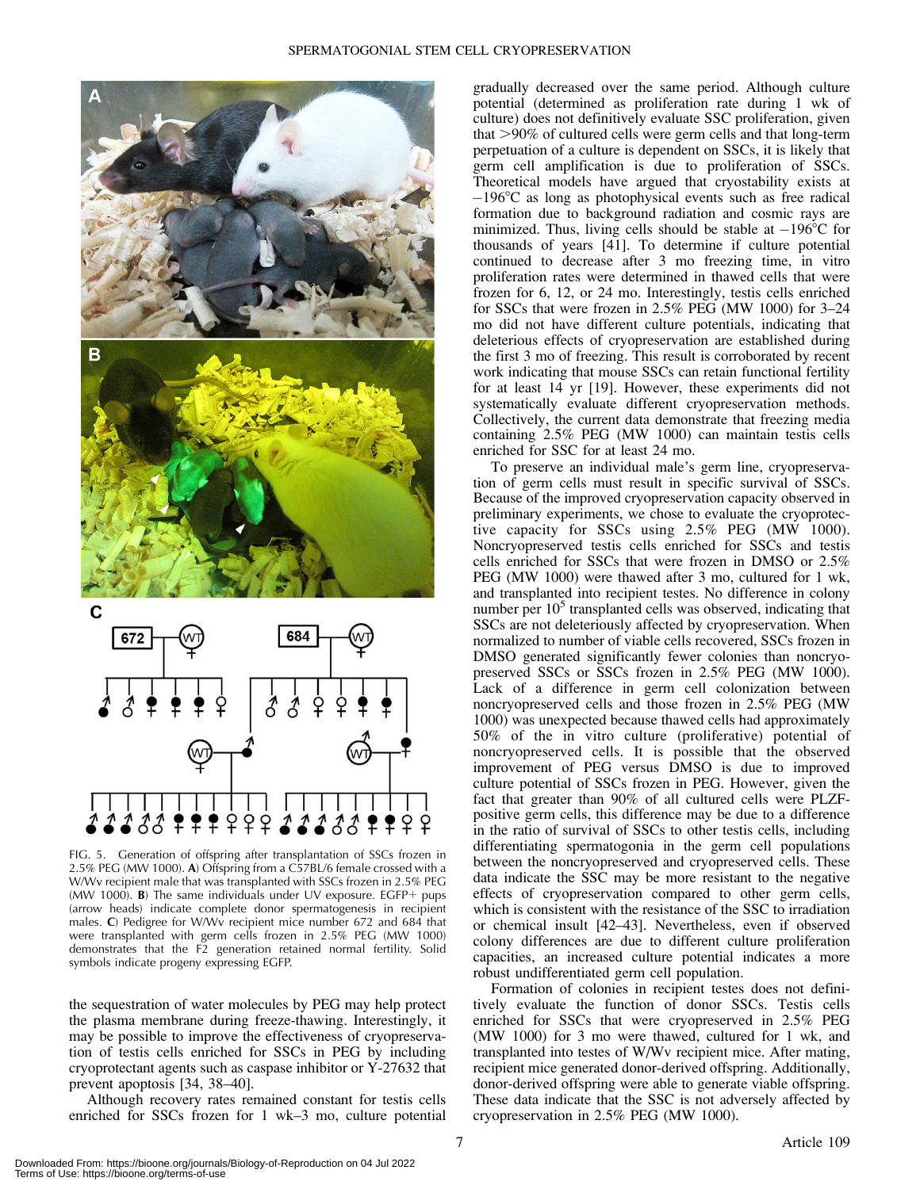FIG. 5. Generation of offspring after transplantation of SSCs frozen in 2.5% PEG (MW 1000). **A**) Offspring from a C57BL/6 female crossed with a W/Wv recipient male that was transplanted with SSCs frozen in 2.5% PEG (MW 1000). **B**) The same individuals under UV exposure. EGFP+ pups (arrow heads) indicate complete donor spermatogenesis in recipient males. **C**) Pedigree for W/Wv recipient mice number 672 and 684 that were transplanted with germ cells frozen in 2.5% PEG (MW 1000) demonstrates that the F2 generation retained normal fertility. Solid symbols indicate progeny expressing EGFP.

the sequestration of water molecules by PEG may help protect the plasma membrane during freeze-thawing. Interestingly, it may be possible to improve the effectiveness of cryopreservation of testis cells enriched for SSCs in PEG by including cryoprotectant agents such as caspase inhibitor or Y-27632 that prevent apoptosis [34, 38–40].

Although recovery rates remained constant for testis cells enriched for SSCs frozen for 1 wk–3 mo, culture potential gradually decreased over the same period. Although culture potential (determined as proliferation rate during 1 wk of culture) does not definitively evaluate SSC proliferation, given that >90% of cultured cells were germ cells and that long-term perpetuation of a culture is dependent on SSCs, it is likely that germ cell amplification is due to proliferation of SSCs. Theoretical models have argued that cryostability exists at $-196°C$ as long as photophysical events such as free radical formation due to background radiation and cosmic rays are minimized. Thus, living cells should be stable at $-196°C$ for thousands of years [41]. To determine if culture potential continued to decrease after 3 mo freezing time, in vitro proliferation rates were determined in thawed cells that were frozen for 6, 12, or 24 mo. Interestingly, testis cells enriched for SSCs that were frozen in 2.5% PEG (MW 1000) for 3–24 mo did not have different culture potentials, indicating that deleterious effects of cryopreservation are established during the first 3 mo of freezing. This result is corroborated by recent work indicating that mouse SSCs can retain functional fertility for at least 14 yr [19]. However, these experiments did not systematically evaluate different cryopreservation methods. Collectively, the current data demonstrate that freezing media containing 2.5% PEG (MW 1000) can maintain testis cells enriched for SSC for at least 24 mo.

To preserve an individual male's germ line, cryopreservation of germ cells must result in specific survival of SSCs. Because of the improved cryopreservation capacity observed in preliminary experiments, we chose to evaluate the cryoprotective capacity for SSCs using 2.5% PEG (MW 1000). Noncryopreserved testis cells enriched for SSCs and testis cells enriched for SSCs that were frozen in DMSO or 2.5% PEG (MW 1000) were thawed after 3 mo, cultured for 1 wk, and transplanted into recipient testes. No difference in colony number per $10^5$ transplanted cells was observed, indicating that SSCs are not deleteriously affected by cryopreservation. When normalized to number of viable cells recovered, SSCs frozen in DMSO generated significantly fewer colonies than noncryopreserved SSCs or SSCs frozen in 2.5% PEG (MW 1000). Lack of a difference in germ cell colonization between noncryopreserved cells and those frozen in 2.5% PEG (MW 1000) was unexpected because thawed cells had approximately 50% of the in vitro culture (proliferative) potential of noncryopreserved cells. It is possible that the observed improvement of PEG versus DMSO is due to improved culture potential of SSCs frozen in PEG. However, given the fact that greater than 90% of all cultured cells were PLZF-positive germ cells, this difference may be due to a difference in the ratio of survival of SSCs to other testis cells, including differentiating spermatogonia in the germ cell populations between the noncryopreserved and cryopreserved cells. These data indicate the SSC may be more resistant to the negative effects of cryopreservation compared to other germ cells, which is consistent with the resistance of the SSC to irradiation or chemical insult [42–43]. Nevertheless, even if observed colony differences are due to different culture proliferation capacities, an increased culture potential indicates a more robust undifferentiated germ cell population.

Formation of colonies in recipient testes does not definitively evaluate the function of donor SSCs. Testis cells enriched for SSCs that were cryopreserved in 2.5% PEG (MW 1000) for 3 mo were thawed, cultured for 1 wk, and transplanted into testes of W/Wv recipient mice. After mating, recipient mice generated donor-derived offspring. Additionally, donor-derived offspring were able to generate viable offspring. These data indicate that the SSC is not adversely affected by cryopreservation in 2.5% PEG (MW 1000).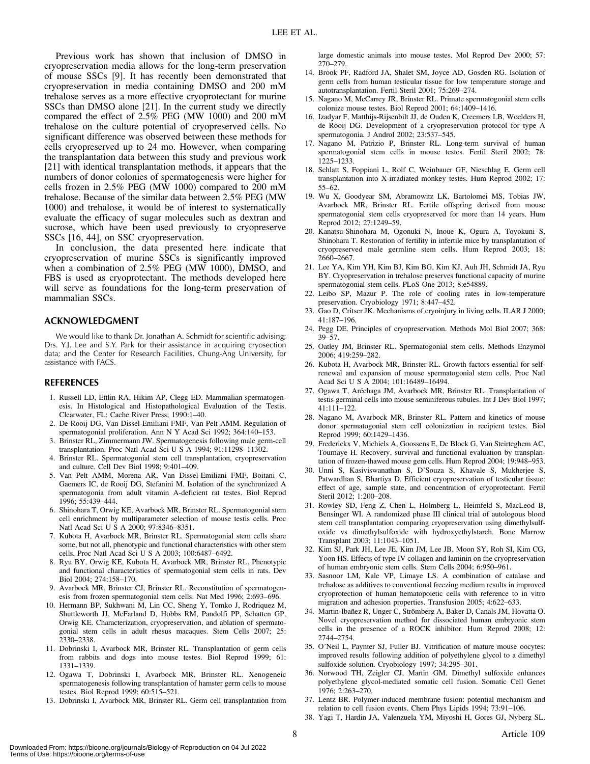Previous work has shown that inclusion of DMSO in cryopreservation media allows for the long-term preservation of mouse SSCs [9]. It has recently been demonstrated that cryopreservation in media containing DMSO and 200 mM trehalose serves as a more effective cryoprotectant for murine SSCs than DMSO alone [21]. In the current study we directly compared the effect of 2.5% PEG (MW 1000) and 200 mM trehalose on the culture potential of cryopreserved cells. No significant difference was observed between these methods for cells cryopreserved up to 24 mo. However, when comparing the transplantation data between this study and previous work [21] with identical transplantation methods, it appears that the numbers of donor colonies of spermatogenesis were higher for cells frozen in 2.5% PEG (MW 1000) compared to 200 mM trehalose. Because of the similar data between 2.5% PEG (MW 1000) and trehalose, it would be of interest to systematically evaluate the efficacy of sugar molecules such as dextran and sucrose, which have been used previously to cryopreserve SSCs [16, 44], on SSC cryopreservation.

In conclusion, the data presented here indicate that cryopreservation of murine SSCs is significantly improved when a combination of 2.5% PEG (MW 1000), DMSO, and FBS is used as cryoprotectant. The methods developed here will serve as foundations for the long-term preservation of mammalian SSCs.

## ACKNOWLEDGMENT

We would like to thank Dr. Jonathan A. Schmidt for scientific advising; Drs. Y.J. Lee and S.Y. Park for their assistance in acquiring cryosection data; and the Center for Research Facilities, Chung-Ang University, for assistance with FACS.

## REFERENCES

1. Russell LD, Ettlin RA, Hikim AP, Clegg ED. Mammalian spermatogenesis. In Histological and Histopathological Evaluation of the Testis. Clearwater, FL: Cache River Press; 1990:1–40.
2. De Rooij DG, Van Dissel-Emiliani FMF, Van Pelt AMM. Regulation of spermatogonial proliferation. Ann N Y Acad Sci 1992; 364:140–153.
3. Brinster RL, Zimmermann JW. Spermatogenesis following male germ-cell transplantation. Proc Natl Acad Sci U S A 1994; 91:11298–11302.
4. Brinster RL. Spermatogonial stem cell transplantation, cryopreservation and culture. Cell Dev Biol 1998; 9:401–409.
5. Van Pelt AMM, Morena AR, Van Dissel-Emiliani FMF, Boitani C, Gaemers IC, de Rooij DG, Stefanini M. Isolation of the synchronized A spermatogonia from adult vitamin A-deficient rat testes. Biol Reprod 1996; 55:439–444.
6. Shinohara T, Orwig KE, Avarbock MR, Brinster RL. Spermatogonial stem cell enrichment by multiparameter selection of mouse testis cells. Proc Natl Acad Sci U S A 2000; 97:8346–8351.
7. Kubota H, Avarbock MR, Brinster RL. Spermatogonial stem cells share some, but not all, phenotypic and functional characteristics with other stem cells. Proc Natl Acad Sci U S A 2003; 100:6487–6492.
8. Ryu BY, Orwig KE, Kubota H, Avarbock MR, Brinster RL. Phenotypic and functional characteristics of spermatogonial stem cells in rats. Dev Biol 2004; 274:158–170.
9. Avarbock MR, Brinster CJ, Brinster RL. Reconstitution of spermatogenesis from frozen spermatogonial stem cells. Nat Med 1996; 2:693–696.
10. Hermann BP, Sukhwani M, Lin CC, Sheng Y, Tomko J, Rodriquez M, Shuttleworth JJ, McFarland D, Hobbs RM, Pandolfi PP, Schatten GP, Orwig KE. Characterization, cryopreservation, and ablation of spermatogonial stem cells in adult rhesus macaques. Stem Cells 2007; 25: 2330–2338.
11. Dobrinski I, Avarbock MR, Brinster RL. Transplantation of germ cells from rabbits and dogs into mouse testes. Biol Reprod 1999; 61: 1331–1339.
12. Ogawa T, Dobrinski I, Avarbock MR, Brinster RL. Xenogeneic spermatogenesis following transplantation of hamster germ cells to mouse testes. Biol Reprod 1999; 60:515–521.
13. Dobrinski I, Avarbock MR, Brinster RL. Germ cell transplantation from large domestic animals into mouse testes. Mol Reprod Dev 2000; 57: 270–279.
14. Brook PF, Radford JA, Shalet SM, Joyce AD, Gosden RG. Isolation of germ cells from human testicular tissue for low temperature storage and autotransplantation. Fertil Steril 2001; 75:269–274.
15. Nagano M, McCarrey JR, Brinster RL. Primate spermatogonial stem cells colonize mouse testes. Biol Reprod 2001; 64:1409–1416.
16. Izadyar F, Matthijs-Rijsenbilt JJ, de Ouden K, Creemers LB, Woelders H, de Rooij DG. Development of a cryopreservation protocol for type A spermatogonia. J Androl 2002; 23:537–545.
17. Nagano M, Patrizio P, Brinster RL. Long-term survival of human spermatogonial stem cells in mouse testes. Fertil Steril 2002; 78: 1225–1233.
18. Schlatt S, Foppiani L, Rolf C, Weinbauer GF, Nieschlag E. Germ cell transplantation into X-irradiated monkey testes. Hum Reprod 2002; 17: 55–62.
19. Wu X, Goodyear SM, Abramowitz LK, Bartolomei MS, Tobias JW, Avarbock MR, Brinster RL. Fertile offspring derived from mouse spermatogonial stem cells cryopreserved for more than 14 years. Hum Reprod 2012; 27:1249–59.
20. Kanatsu-Shinohara M, Ogonuki N, Inoue K, Ogura A, Toyokuni S, Shinohara T. Restoration of fertility in infertile mice by transplantation of cryopreserved male germline stem cells. Hum Reprod 2003; 18: 2660–2667.
21. Lee YA, Kim YH, Kim BJ, Kim BG, Kim KJ, Auh JH, Schmidt JA, Ryu BY. Cryopreservation in trehalose preserves functional capacity of murine spermatogonial stem cells. PLoS One 2013; 8:e54889.
22. Leibo SP, Mazur P. The role of cooling rates in low-temperature preservation. Cryobiology 1971; 8:447–452.
23. Gao D, Critser JK. Mechanisms of cryoinjury in living cells. ILAR J 2000; 41:187–196.
24. Pegg DE. Principles of cryopreservation. Methods Mol Biol 2007; 368: 39–57.
25. Oatley JM, Brinster RL. Spermatogonial stem cells. Methods Enzymol 2006; 419:259–282.
26. Kubota H, Avarbock MR, Brinster RL. Growth factors essential for self-renewal and expansion of mouse spermatogonial stem cells. Proc Natl Acad Sci U S A 2004; 101:16489–16494.
27. Ogawa T, Aréchaga JM, Avarbock MR, Brinster RL. Transplantation of testis germinal cells into mouse seminiferous tubules. Int J Dev Biol 1997; 41:111–122.
28. Nagano M, Avarbock MR, Brinster RL. Pattern and kinetics of mouse donor spermatogonial stem cell colonization in recipient testes. Biol Reprod 1999; 60:1429–1436.
29. Frederickx V, Michiels A, Goossens E, De Block G, Van Steirteghem AC, Tournaye H. Recovery, survival and functional evaluation by transplantation of frozen-thawed mouse germ cells. Hum Reprod 2004; 19:948–953.
30. Unni S, Kasiviswanathan S, D'Souza S, Khavale S, Mukherjee S, Patwardhan S, Bhartiya D. Efficient cryopreservation of testicular tissue: effect of age, sample state, and concentration of cryoprotectant. Fertil Steril 2012; 1:200–208.
31. Rowley SD, Feng Z, Chen L, Holmberg L, Heimfeld S, MacLeod B, Bensinger WI. A randomized phase III clinical trial of autologous blood stem cell transplantation comparing cryopreservation using dimethylsulfoxide vs dimethylsulfoxide with hydroxyethylstarch. Bone Marrow Transplant 2003; 11:1043–1051.
32. Kim SJ, Park JH, Lee JE, Kim JM, Lee JB, Moon SY, Roh SI, Kim CG, Yoon HS. Effects of type IV collagen and laminin on the cryopreservation of human embryonic stem cells. Stem Cells 2004; 6:950–961.
33. Sasnoor LM, Kale VP, Limaye LS. A combination of catalase and trehalose as additives to conventional freezing medium results in improved cryoprotection of human hematopoietic cells with reference to in vitro migration and adhesion properties. Transfusion 2005; 4:622–633.
34. Martin-Ibañez R, Unger C, Strömberg A, Baker D, Canals JM, Hovatta O. Novel cryopreservation method for dissociated human embryonic stem cells in the presence of a ROCK inhibitor. Hum Reprod 2008; 12: 2744–2754.
35. O'Neil L, Paynter SJ, Fuller BJ. Vitrification of mature mouse oocytes: improved results following addition of polyethylene glycol to a dimethyl sulfoxide solution. Cryobiology 1997; 34:295–301.
36. Norwood TH, Zeigler CJ, Martin GM. Dimethyl sulfoxide enhances polyethylene glycol-mediated somatic cell fusion. Somatic Cell Genet 1976; 2:263–270.
37. Lentz BR. Polymer-induced membrane fusion: potential mechanism and relation to cell fusion events. Chem Phys Lipids 1994; 73:91–106.
38. Yagi T, Hardin JA, Valenzuela YM, Miyoshi H, Gores GJ, Nyberg SL.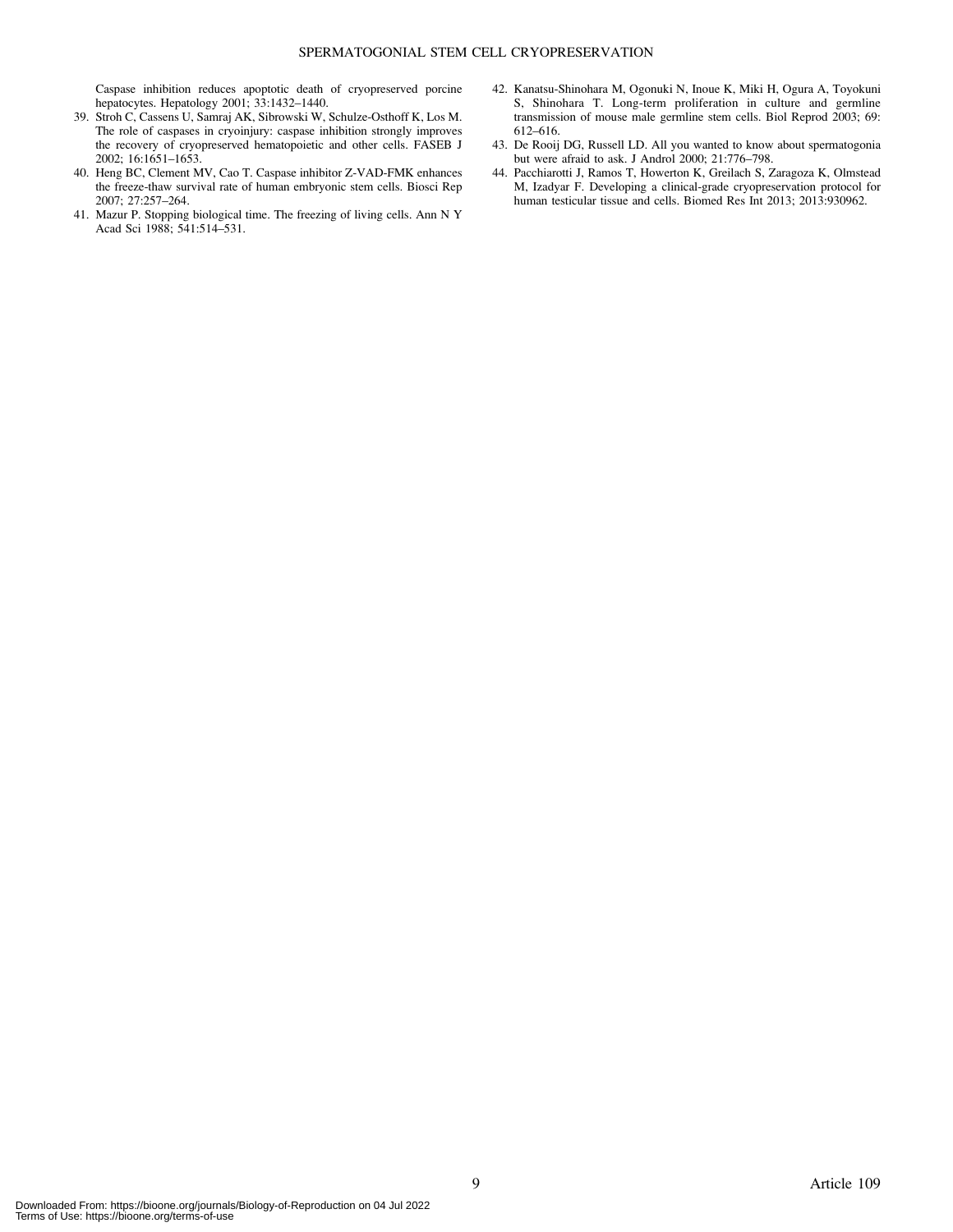Caspase inhibition reduces apoptotic death of cryopreserved porcine hepatocytes. Hepatology 2001; 33:1432–1440.

39. Stroh C, Cassens U, Samraj AK, Sibrowski W, Schulze-Osthoff K, Los M. The role of caspases in cryoinjury: caspase inhibition strongly improves the recovery of cryopreserved hematopoietic and other cells. FASEB J 2002; 16:1651–1653.
40. Heng BC, Clement MV, Cao T. Caspase inhibitor Z-VAD-FMK enhances the freeze-thaw survival rate of human embryonic stem cells. Biosci Rep 2007; 27:257–264.
41. Mazur P. Stopping biological time. The freezing of living cells. Ann N Y Acad Sci 1988; 541:514–531.
42. Kanatsu-Shinohara M, Ogonuki N, Inoue K, Miki H, Ogura A, Toyokuni S, Shinohara T. Long-term proliferation in culture and germline transmission of mouse male germline stem cells. Biol Reprod 2003; 69: 612–616.
43. De Rooij DG, Russell LD. All you wanted to know about spermatogonia but were afraid to ask. J Androl 2000; 21:776–798.
44. Pacchiarotti J, Ramos T, Howerton K, Greilach S, Zaragoza K, Olmstead M, Izadyar F. Developing a clinical-grade cryopreservation protocol for human testicular tissue and cells. Biomed Res Int 2013; 2013:930962.